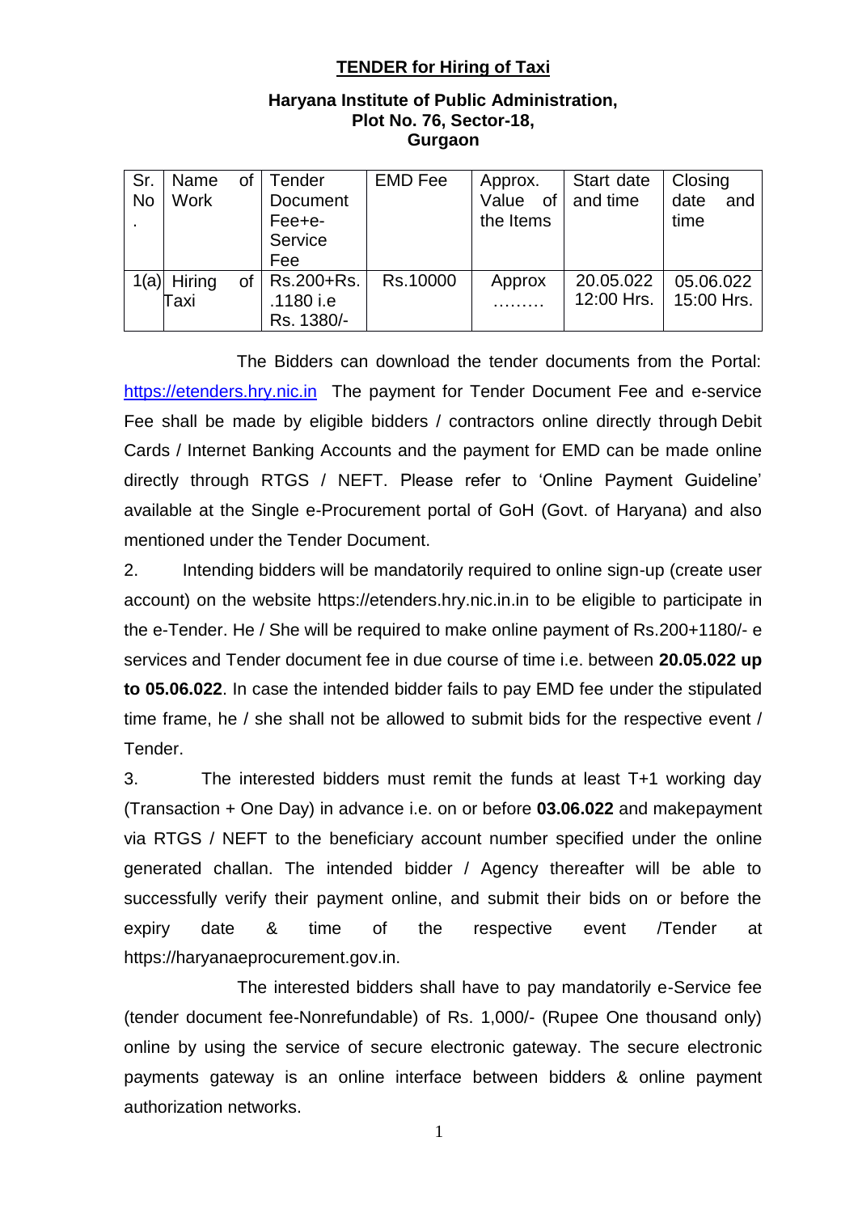## TENDER for Hiring of Taxi

**Haryana Institute of Public Administration,**
**Plot No. 76, Sector-18,**
**Gurgaon**

| Sr. No. | Name of Work | Tender Document Fee+e-Service Fee | EMD Fee | Approx. Value of the Items | Start date and time | Closing date and time |
|---|---|---|---|---|---|---|
| 1(a) | Hiring of Taxi | Rs.200+Rs. .1180 i.e Rs. 1380/- | Rs.10000 | Approx ……… | 20.05.022 12:00 Hrs. | 05.06.022 15:00 Hrs. |

The Bidders can download the tender documents from the Portal: https://etenders.hry.nic.in The payment for Tender Document Fee and e-service Fee shall be made by eligible bidders / contractors online directly through Debit Cards / Internet Banking Accounts and the payment for EMD can be made online directly through RTGS / NEFT. Please refer to 'Online Payment Guideline' available at the Single e-Procurement portal of GoH (Govt. of Haryana) and also mentioned under the Tender Document.

2. Intending bidders will be mandatorily required to online sign-up (create user account) on the website https://etenders.hry.nic.in.in to be eligible to participate in the e-Tender. He / She will be required to make online payment of Rs.200+1180/- e services and Tender document fee in due course of time i.e. between **20.05.022 up to 05.06.022**. In case the intended bidder fails to pay EMD fee under the stipulated time frame, he / she shall not be allowed to submit bids for the respective event / Tender.

3. The interested bidders must remit the funds at least T+1 working day (Transaction + One Day) in advance i.e. on or before **03.06.022** and makepayment via RTGS / NEFT to the beneficiary account number specified under the online generated challan. The intended bidder / Agency thereafter will be able to successfully verify their payment online, and submit their bids on or before the expiry date & time of the respective event /Tender at https://haryanaeprocurement.gov.in.

The interested bidders shall have to pay mandatorily e-Service fee (tender document fee-Nonrefundable) of Rs. 1,000/- (Rupee One thousand only) online by using the service of secure electronic gateway. The secure electronic payments gateway is an online interface between bidders & online payment authorization networks.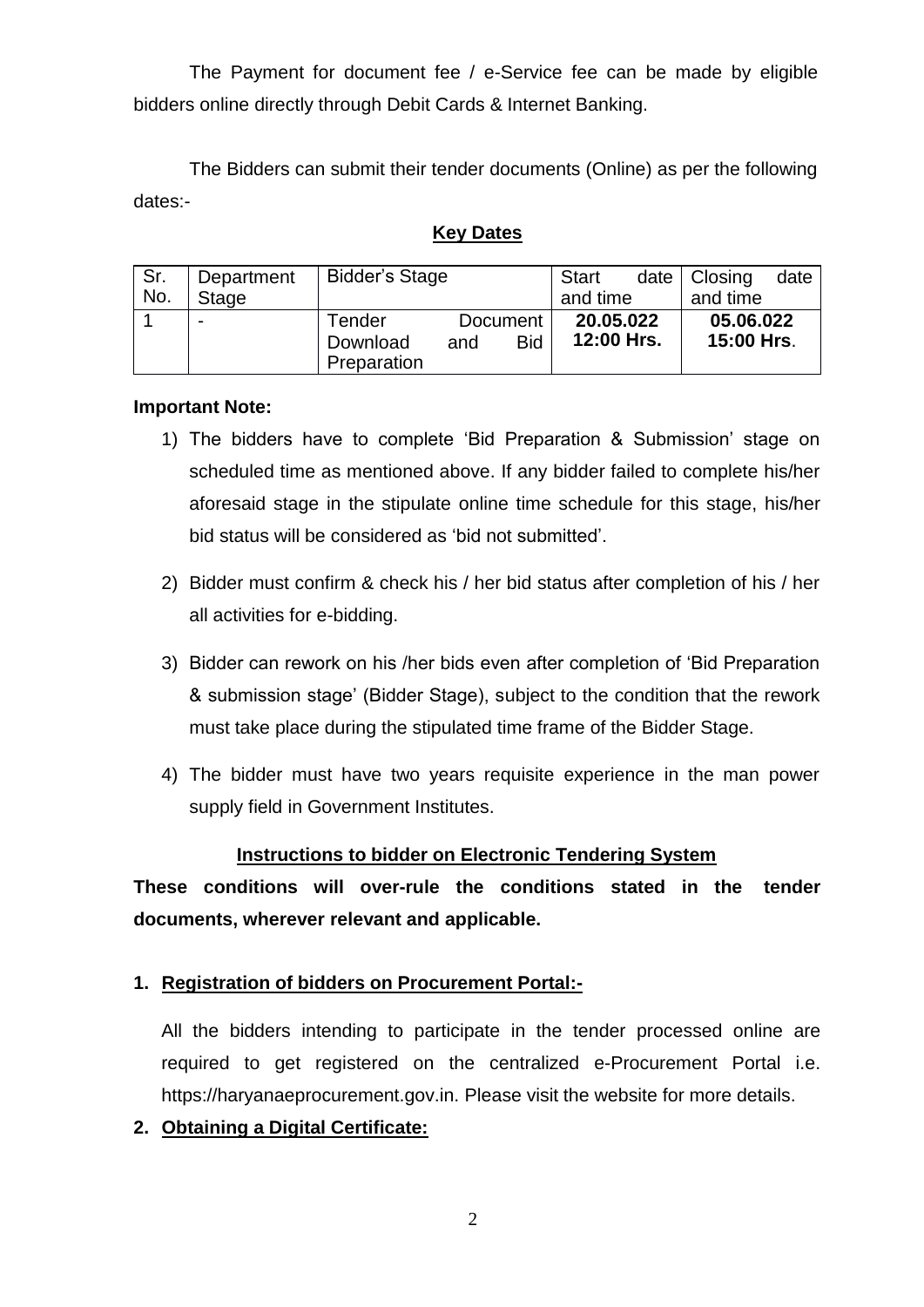The Payment for document fee / e-Service fee can be made by eligible bidders online directly through Debit Cards & Internet Banking.

The Bidders can submit their tender documents (Online) as per the following dates:-

**Key Dates**

| Sr. No. | Department Stage | Bidder's Stage | Start date and time | Closing date and time |
|---|---|---|---|---|
| 1 | - | Tender Document Download and Bid Preparation | **20.05.022 12:00 Hrs.** | **05.06.022 15:00 Hrs**. |

**Important Note:**

1) The bidders have to complete 'Bid Preparation & Submission' stage on scheduled time as mentioned above. If any bidder failed to complete his/her aforesaid stage in the stipulate online time schedule for this stage, his/her bid status will be considered as 'bid not submitted'.

2) Bidder must confirm & check his / her bid status after completion of his / her all activities for e-bidding.

3) Bidder can rework on his /her bids even after completion of 'Bid Preparation & submission stage' (Bidder Stage), subject to the condition that the rework must take place during the stipulated time frame of the Bidder Stage.

4) The bidder must have two years requisite experience in the man power supply field in Government Institutes.

## Instructions to bidder on Electronic Tendering System

**These conditions will over-rule the conditions stated in the tender documents, wherever relevant and applicable.**

1. **Registration of bidders on Procurement Portal:-**

   All the bidders intending to participate in the tender processed online are required to get registered on the centralized e-Procurement Portal i.e. https://haryanaeprocurement.gov.in. Please visit the website for more details.

2. **Obtaining a Digital Certificate:**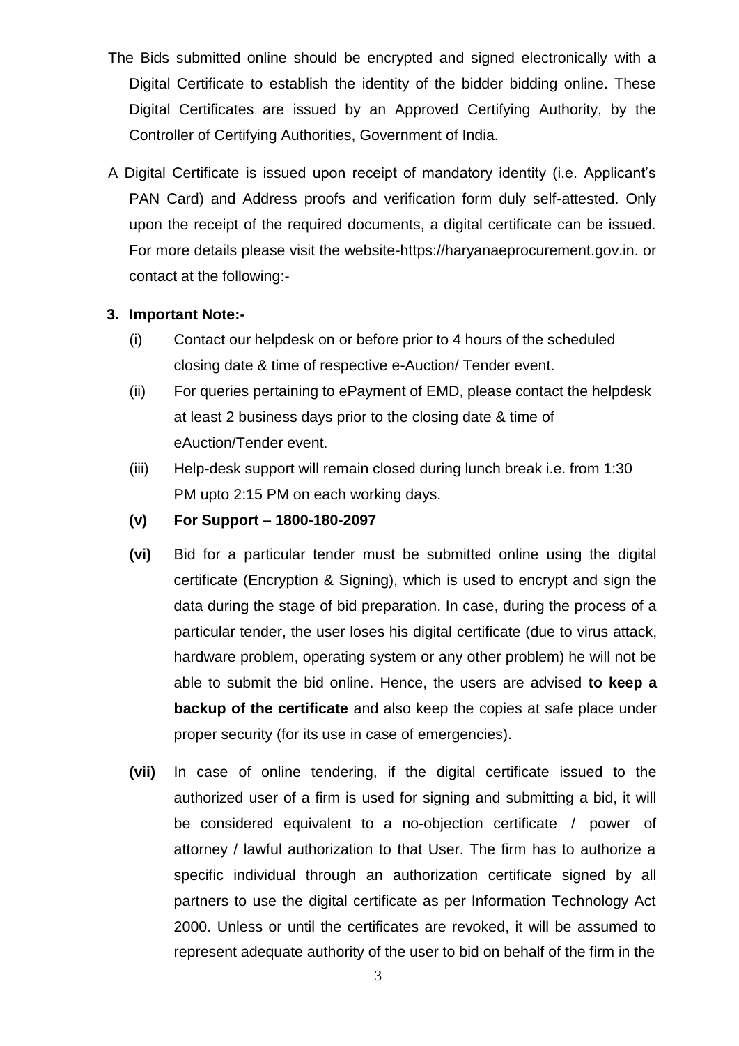The Bids submitted online should be encrypted and signed electronically with a Digital Certificate to establish the identity of the bidder bidding online. These Digital Certificates are issued by an Approved Certifying Authority, by the Controller of Certifying Authorities, Government of India.

A Digital Certificate is issued upon receipt of mandatory identity (i.e. Applicant's PAN Card) and Address proofs and verification form duly self-attested. Only upon the receipt of the required documents, a digital certificate can be issued. For more details please visit the website-https://haryanaeprocurement.gov.in. or contact at the following:-

**3. Important Note:-**

(i) Contact our helpdesk on or before prior to 4 hours of the scheduled closing date & time of respective e-Auction/ Tender event.

(ii) For queries pertaining to ePayment of EMD, please contact the helpdesk at least 2 business days prior to the closing date & time of eAuction/Tender event.

(iii) Help-desk support will remain closed during lunch break i.e. from 1:30 PM upto 2:15 PM on each working days.

**(v) For Support – 1800-180-2097**

**(vi)** Bid for a particular tender must be submitted online using the digital certificate (Encryption & Signing), which is used to encrypt and sign the data during the stage of bid preparation. In case, during the process of a particular tender, the user loses his digital certificate (due to virus attack, hardware problem, operating system or any other problem) he will not be able to submit the bid online. Hence, the users are advised **to keep a backup of the certificate** and also keep the copies at safe place under proper security (for its use in case of emergencies).

**(vii)** In case of online tendering, if the digital certificate issued to the authorized user of a firm is used for signing and submitting a bid, it will be considered equivalent to a no-objection certificate / power of attorney / lawful authorization to that User. The firm has to authorize a specific individual through an authorization certificate signed by all partners to use the digital certificate as per Information Technology Act 2000. Unless or until the certificates are revoked, it will be assumed to represent adequate authority of the user to bid on behalf of the firm in the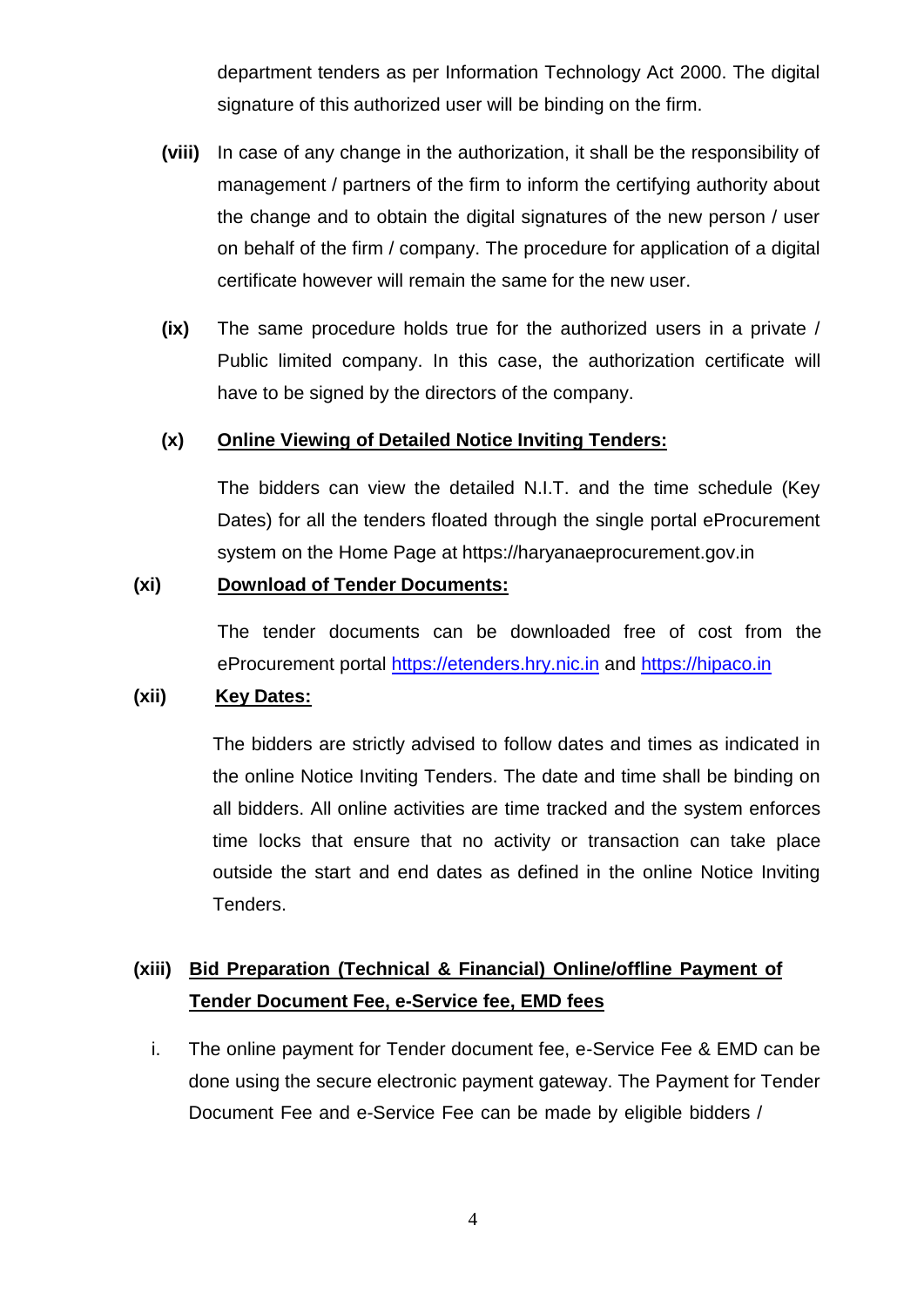department tenders as per Information Technology Act 2000. The digital signature of this authorized user will be binding on the firm.

**(viii)** In case of any change in the authorization, it shall be the responsibility of management / partners of the firm to inform the certifying authority about the change and to obtain the digital signatures of the new person / user on behalf of the firm / company. The procedure for application of a digital certificate however will remain the same for the new user.

**(ix)** The same procedure holds true for the authorized users in a private / Public limited company. In this case, the authorization certificate will have to be signed by the directors of the company.

**(x)** **Online Viewing of Detailed Notice Inviting Tenders:**

The bidders can view the detailed N.I.T. and the time schedule (Key Dates) for all the tenders floated through the single portal eProcurement system on the Home Page at https://haryanaeprocurement.gov.in

**(xi)** **Download of Tender Documents:**

The tender documents can be downloaded free of cost from the eProcurement portal https://etenders.hry.nic.in and https://hipaco.in

**(xii)** **Key Dates:**

The bidders are strictly advised to follow dates and times as indicated in the online Notice Inviting Tenders. The date and time shall be binding on all bidders. All online activities are time tracked and the system enforces time locks that ensure that no activity or transaction can take place outside the start and end dates as defined in the online Notice Inviting Tenders.

**(xiii)** **Bid Preparation (Technical & Financial) Online/offline Payment of Tender Document Fee, e-Service fee, EMD fees**

i. The online payment for Tender document fee, e-Service Fee & EMD can be done using the secure electronic payment gateway. The Payment for Tender Document Fee and e-Service Fee can be made by eligible bidders /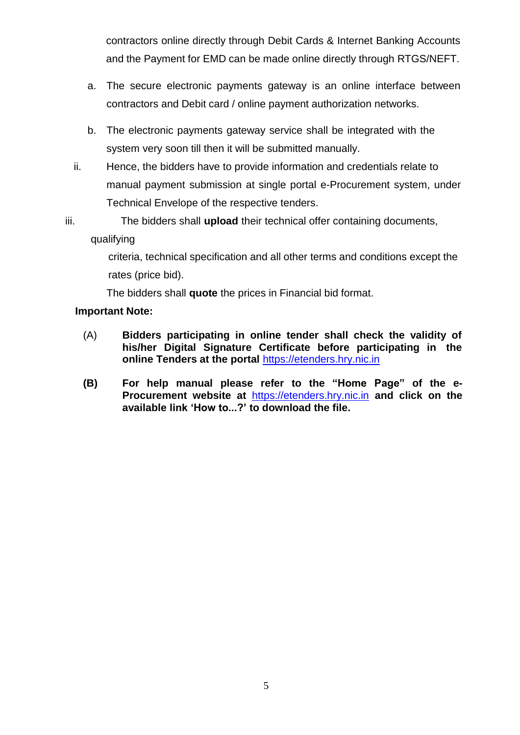contractors online directly through Debit Cards & Internet Banking Accounts and the Payment for EMD can be made online directly through RTGS/NEFT.

a. The secure electronic payments gateway is an online interface between contractors and Debit card / online payment authorization networks.

b. The electronic payments gateway service shall be integrated with the system very soon till then it will be submitted manually.

ii. Hence, the bidders have to provide information and credentials relate to manual payment submission at single portal e-Procurement system, under Technical Envelope of the respective tenders.

iii. The bidders shall **upload** their technical offer containing documents, qualifying criteria, technical specification and all other terms and conditions except the rates (price bid).

The bidders shall **quote** the prices in Financial bid format.

**Important Note:**

(A) **Bidders participating in online tender shall check the validity of his/her Digital Signature Certificate before participating in the online Tenders at the portal** https://etenders.hry.nic.in

**(B) For help manual please refer to the "Home Page" of the e-Procurement website at** https://etenders.hry.nic.in **and click on the available link 'How to...?' to download the file.**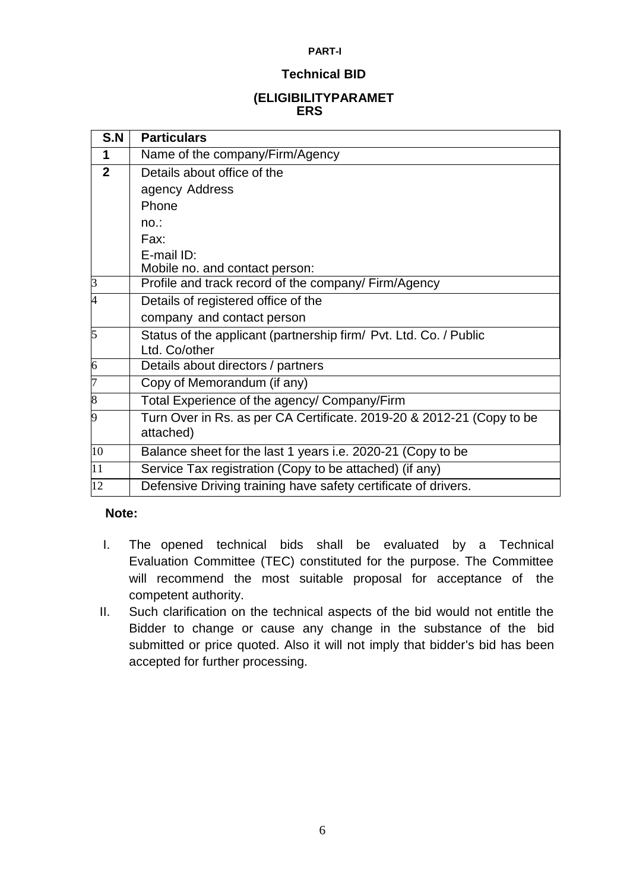**PART-I**

**Technical BID**

**(ELIGIBILITYPARAMET ERS**

| S.N | Particulars |
|---|---|
| **1** | Name of the company/Firm/Agency |
| **2** | Details about office of the agency Address<br>Phone no.:<br>Fax:<br>E-mail ID:<br>Mobile no. and contact person: |
| 3 | Profile and track record of the company/ Firm/Agency |
| 4 | Details of registered office of the company and contact person |
| 5 | Status of the applicant (partnership firm/ Pvt. Ltd. Co. / Public Ltd. Co/other |
| 6 | Details about directors / partners |
| 7 | Copy of Memorandum (if any) |
| 8 | Total Experience of the agency/ Company/Firm |
| 9 | Turn Over in Rs. as per CA Certificate. 2019-20 & 2012-21 (Copy to be attached) |
| 10 | Balance sheet for the last 1 years i.e. 2020-21 (Copy to be |
| 11 | Service Tax registration (Copy to be attached) (if any) |
| 12 | Defensive Driving training have safety certificate of drivers. |

**Note:**

I. The opened technical bids shall be evaluated by a Technical Evaluation Committee (TEC) constituted for the purpose. The Committee will recommend the most suitable proposal for acceptance of the competent authority.

II. Such clarification on the technical aspects of the bid would not entitle the Bidder to change or cause any change in the substance of the bid submitted or price quoted. Also it will not imply that bidder's bid has been accepted for further processing.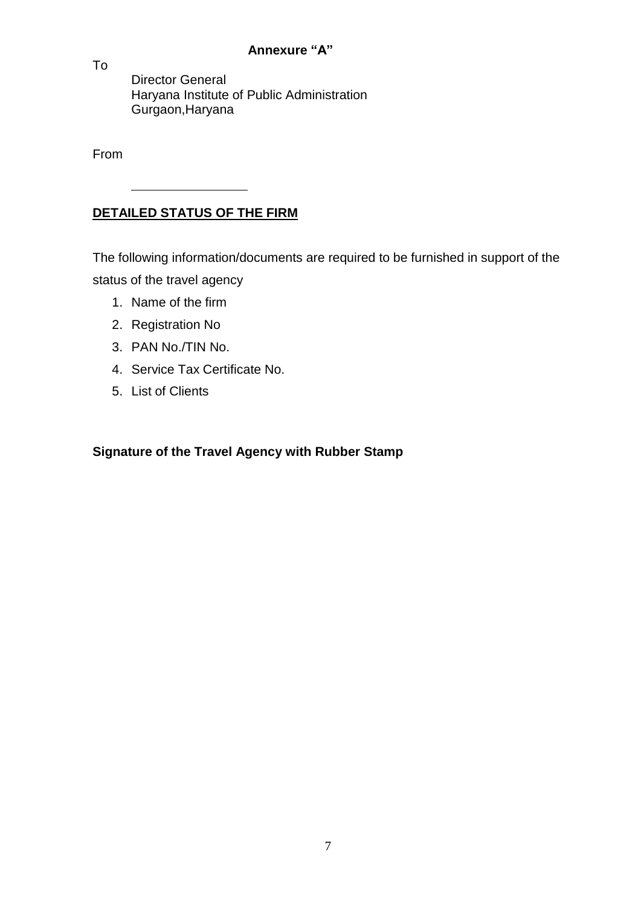**Annexure "A"**

To

Director General
Haryana Institute of Public Administration
Gurgaon,Haryana

From

\_\_\_\_\_\_\_\_\_\_\_\_\_\_\_\_\_\_

**DETAILED STATUS OF THE FIRM**

The following information/documents are required to be furnished in support of the status of the travel agency

1. Name of the firm
2. Registration No
3. PAN No./TIN No.
4. Service Tax Certificate No.
5. List of Clients

**Signature of the Travel Agency with Rubber Stamp**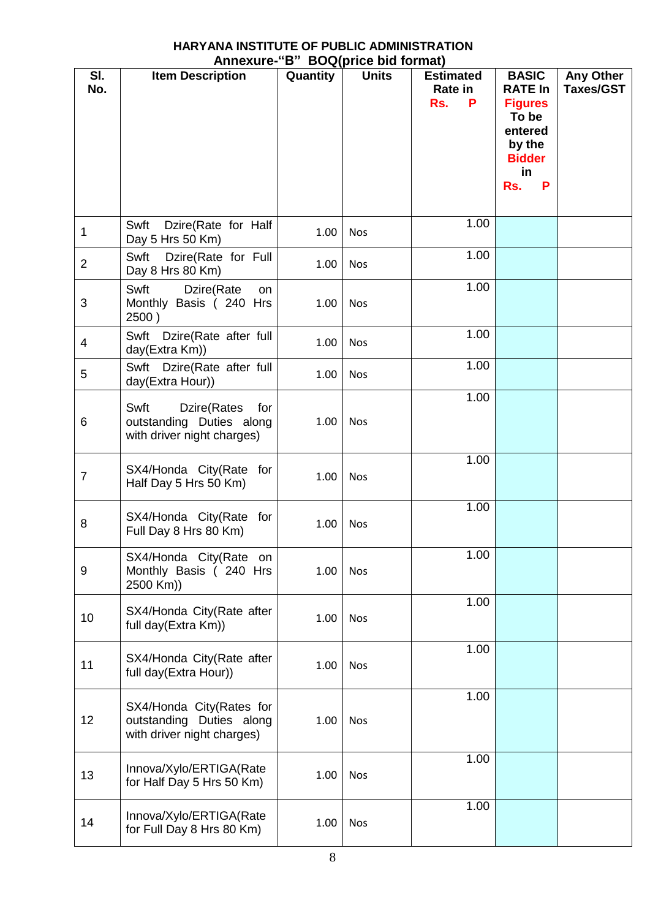**HARYANA INSTITUTE OF PUBLIC ADMINISTRATION**

**Annexure-"B" BOQ(price bid format)**

| Sl. No. | Item Description | Quantity | Units | Estimated Rate in Rs. P | BASIC RATE In Figures To be entered by the Bidder in Rs. P | Any Other Taxes/GST |
|---|---|---|---|---|---|---|
| 1 | Swft Dzire(Rate for Half Day 5 Hrs 50 Km) | 1.00 | Nos | 1.00 | | |
| 2 | Swft Dzire(Rate for Full Day 8 Hrs 80 Km) | 1.00 | Nos | 1.00 | | |
| 3 | Swft Dzire(Rate on Monthly Basis ( 240 Hrs 2500 ) | 1.00 | Nos | 1.00 | | |
| 4 | Swft Dzire(Rate after full day(Extra Km)) | 1.00 | Nos | 1.00 | | |
| 5 | Swft Dzire(Rate after full day(Extra Hour)) | 1.00 | Nos | 1.00 | | |
| 6 | Swft Dzire(Rates for outstanding Duties along with driver night charges) | 1.00 | Nos | 1.00 | | |
| 7 | SX4/Honda City(Rate for Half Day 5 Hrs 50 Km) | 1.00 | Nos | 1.00 | | |
| 8 | SX4/Honda City(Rate for Full Day 8 Hrs 80 Km) | 1.00 | Nos | 1.00 | | |
| 9 | SX4/Honda City(Rate on Monthly Basis ( 240 Hrs 2500 Km)) | 1.00 | Nos | 1.00 | | |
| 10 | SX4/Honda City(Rate after full day(Extra Km)) | 1.00 | Nos | 1.00 | | |
| 11 | SX4/Honda City(Rate after full day(Extra Hour)) | 1.00 | Nos | 1.00 | | |
| 12 | SX4/Honda City(Rates for outstanding Duties along with driver night charges) | 1.00 | Nos | 1.00 | | |
| 13 | Innova/Xylo/ERTIGA(Rate for Half Day 5 Hrs 50 Km) | 1.00 | Nos | 1.00 | | |
| 14 | Innova/Xylo/ERTIGA(Rate for Full Day 8 Hrs 80 Km) | 1.00 | Nos | 1.00 | | |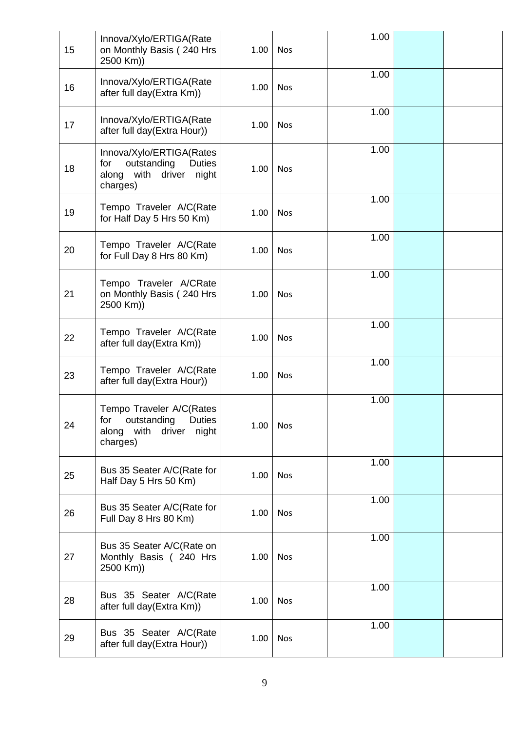| 15 | Innova/Xylo/ERTIGA(Rate on Monthly Basis ( 240 Hrs 2500 Km)) | 1.00 | Nos | 1.00 | | |
|---|---|---|---|---|---|---|
| 16 | Innova/Xylo/ERTIGA(Rate after full day(Extra Km)) | 1.00 | Nos | 1.00 | | |
| 17 | Innova/Xylo/ERTIGA(Rate after full day(Extra Hour)) | 1.00 | Nos | 1.00 | | |
| 18 | Innova/Xylo/ERTIGA(Rates for outstanding Duties along with driver night charges) | 1.00 | Nos | 1.00 | | |
| 19 | Tempo Traveler A/C(Rate for Half Day 5 Hrs 50 Km) | 1.00 | Nos | 1.00 | | |
| 20 | Tempo Traveler A/C(Rate for Full Day 8 Hrs 80 Km) | 1.00 | Nos | 1.00 | | |
| 21 | Tempo Traveler A/CRate on Monthly Basis ( 240 Hrs 2500 Km)) | 1.00 | Nos | 1.00 | | |
| 22 | Tempo Traveler A/C(Rate after full day(Extra Km)) | 1.00 | Nos | 1.00 | | |
| 23 | Tempo Traveler A/C(Rate after full day(Extra Hour)) | 1.00 | Nos | 1.00 | | |
| 24 | Tempo Traveler A/C(Rates for outstanding Duties along with driver night charges) | 1.00 | Nos | 1.00 | | |
| 25 | Bus 35 Seater A/C(Rate for Half Day 5 Hrs 50 Km) | 1.00 | Nos | 1.00 | | |
| 26 | Bus 35 Seater A/C(Rate for Full Day 8 Hrs 80 Km) | 1.00 | Nos | 1.00 | | |
| 27 | Bus 35 Seater A/C(Rate on Monthly Basis ( 240 Hrs 2500 Km)) | 1.00 | Nos | 1.00 | | |
| 28 | Bus 35 Seater A/C(Rate after full day(Extra Km)) | 1.00 | Nos | 1.00 | | |
| 29 | Bus 35 Seater A/C(Rate after full day(Extra Hour)) | 1.00 | Nos | 1.00 | | |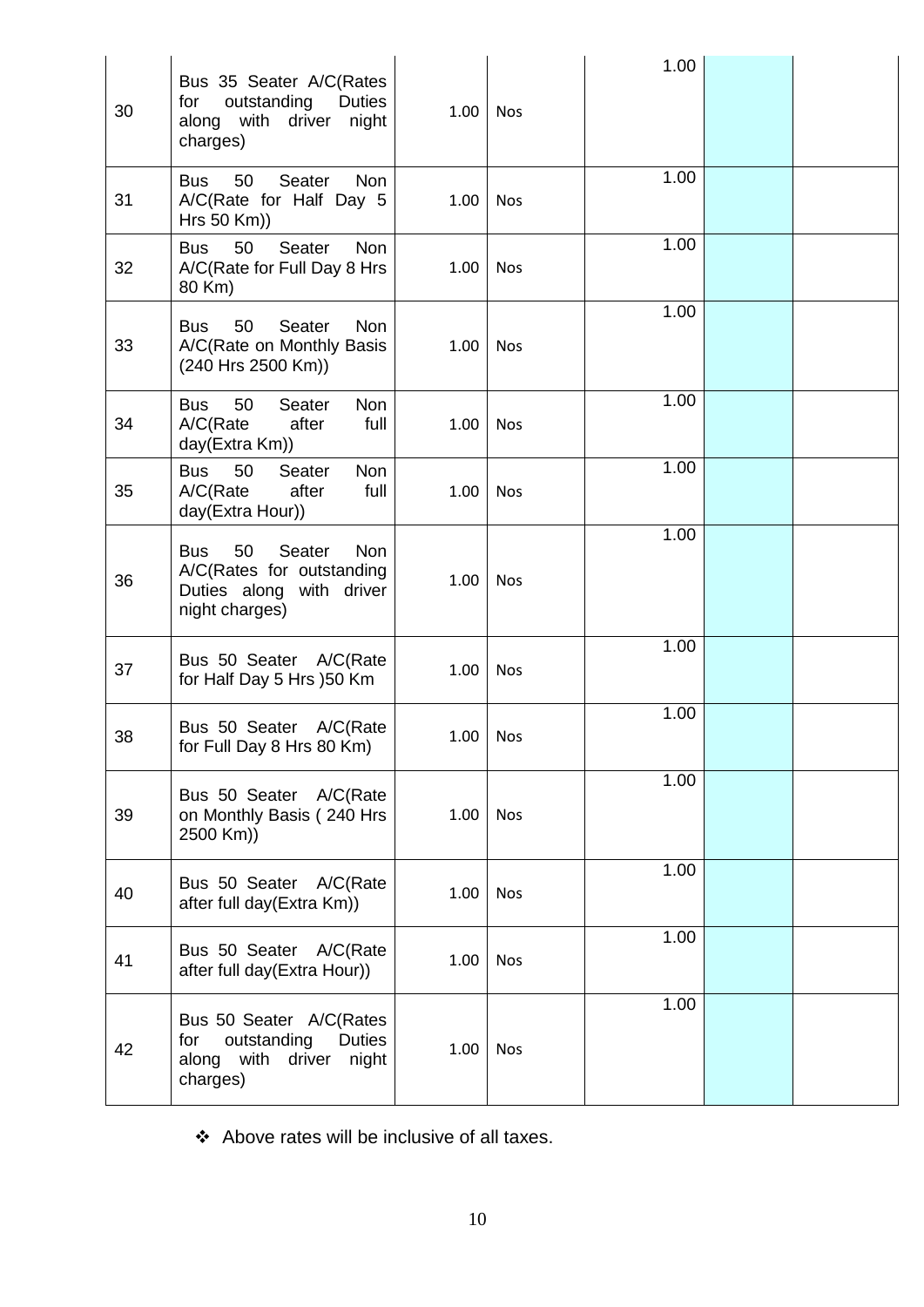| | | | | | | |
|---|---|---|---|---|---|---|
| 30 | Bus 35 Seater A/C(Rates for outstanding Duties along with driver night charges) | 1.00 | Nos | 1.00 | | |
| 31 | Bus 50 Seater Non A/C(Rate for Half Day 5 Hrs 50 Km)) | 1.00 | Nos | 1.00 | | |
| 32 | Bus 50 Seater Non A/C(Rate for Full Day 8 Hrs 80 Km) | 1.00 | Nos | 1.00 | | |
| 33 | Bus 50 Seater Non A/C(Rate on Monthly Basis (240 Hrs 2500 Km)) | 1.00 | Nos | 1.00 | | |
| 34 | Bus 50 Seater Non A/C(Rate after full day(Extra Km)) | 1.00 | Nos | 1.00 | | |
| 35 | Bus 50 Seater Non A/C(Rate after full day(Extra Hour)) | 1.00 | Nos | 1.00 | | |
| 36 | Bus 50 Seater Non A/C(Rates for outstanding Duties along with driver night charges) | 1.00 | Nos | 1.00 | | |
| 37 | Bus 50 Seater A/C(Rate for Half Day 5 Hrs )50 Km | 1.00 | Nos | 1.00 | | |
| 38 | Bus 50 Seater A/C(Rate for Full Day 8 Hrs 80 Km) | 1.00 | Nos | 1.00 | | |
| 39 | Bus 50 Seater A/C(Rate on Monthly Basis ( 240 Hrs 2500 Km)) | 1.00 | Nos | 1.00 | | |
| 40 | Bus 50 Seater A/C(Rate after full day(Extra Km)) | 1.00 | Nos | 1.00 | | |
| 41 | Bus 50 Seater A/C(Rate after full day(Extra Hour)) | 1.00 | Nos | 1.00 | | |
| 42 | Bus 50 Seater A/C(Rates for outstanding Duties along with driver night charges) | 1.00 | Nos | 1.00 | | |

- Above rates will be inclusive of all taxes.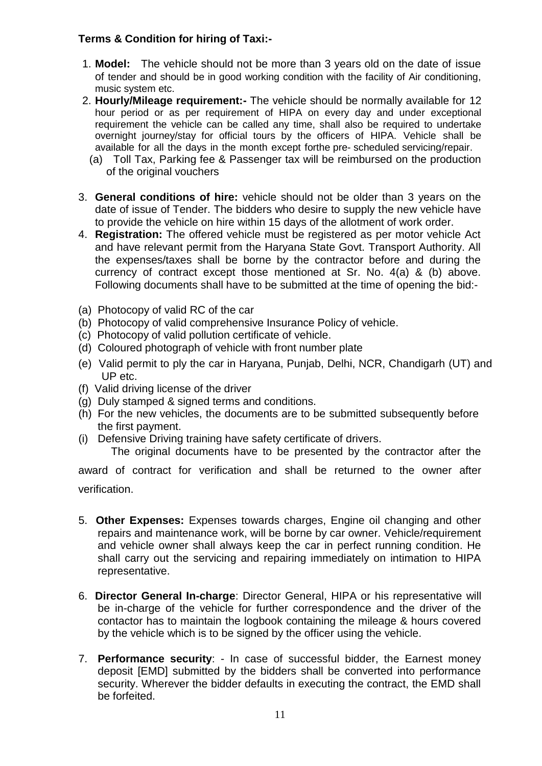**Terms & Condition for hiring of Taxi:-**

1. **Model:** The vehicle should not be more than 3 years old on the date of issue of tender and should be in good working condition with the facility of Air conditioning, music system etc.
2. **Hourly/Mileage requirement:-** The vehicle should be normally available for 12 hour period or as per requirement of HIPA on every day and under exceptional requirement the vehicle can be called any time, shall also be required to undertake overnight journey/stay for official tours by the officers of HIPA. Vehicle shall be available for all the days in the month except forthe pre- scheduled servicing/repair.
   (a) Toll Tax, Parking fee & Passenger tax will be reimbursed on the production of the original vouchers
3. **General conditions of hire:** vehicle should not be older than 3 years on the date of issue of Tender. The bidders who desire to supply the new vehicle have to provide the vehicle on hire within 15 days of the allotment of work order.
4. **Registration:** The offered vehicle must be registered as per motor vehicle Act and have relevant permit from the Haryana State Govt. Transport Authority. All the expenses/taxes shall be borne by the contractor before and during the currency of contract except those mentioned at Sr. No. 4(a) & (b) above. Following documents shall have to be submitted at the time of opening the bid:-

(a) Photocopy of valid RC of the car
(b) Photocopy of valid comprehensive Insurance Policy of vehicle.
(c) Photocopy of valid pollution certificate of vehicle.
(d) Coloured photograph of vehicle with front number plate
(e) Valid permit to ply the car in Haryana, Punjab, Delhi, NCR, Chandigarh (UT) and UP etc.
(f) Valid driving license of the driver
(g) Duly stamped & signed terms and conditions.
(h) For the new vehicles, the documents are to be submitted subsequently before the first payment.
(i) Defensive Driving training have safety certificate of drivers.

The original documents have to be presented by the contractor after the award of contract for verification and shall be returned to the owner after verification.

5. **Other Expenses:** Expenses towards charges, Engine oil changing and other repairs and maintenance work, will be borne by car owner. Vehicle/requirement and vehicle owner shall always keep the car in perfect running condition. He shall carry out the servicing and repairing immediately on intimation to HIPA representative.
6. **Director General In-charge**: Director General, HIPA or his representative will be in-charge of the vehicle for further correspondence and the driver of the contactor has to maintain the logbook containing the mileage & hours covered by the vehicle which is to be signed by the officer using the vehicle.
7. **Performance security**: - In case of successful bidder, the Earnest money deposit [EMD] submitted by the bidders shall be converted into performance security. Wherever the bidder defaults in executing the contract, the EMD shall be forfeited.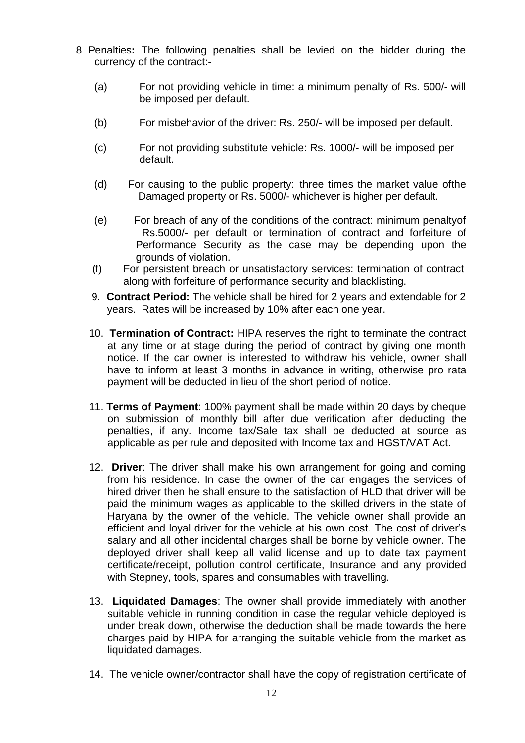8 Penalties**:** The following penalties shall be levied on the bidder during the currency of the contract:-

(a) For not providing vehicle in time: a minimum penalty of Rs. 500/- will be imposed per default.

(b) For misbehavior of the driver: Rs. 250/- will be imposed per default.

(c) For not providing substitute vehicle: Rs. 1000/- will be imposed per default.

(d) For causing to the public property: three times the market value ofthe Damaged property or Rs. 5000/- whichever is higher per default.

(e) For breach of any of the conditions of the contract: minimum penaltyof Rs.5000/- per default or termination of contract and forfeiture of Performance Security as the case may be depending upon the grounds of violation.

(f) For persistent breach or unsatisfactory services: termination of contract along with forfeiture of performance security and blacklisting.

9. **Contract Period:** The vehicle shall be hired for 2 years and extendable for 2 years. Rates will be increased by 10% after each one year.

10. **Termination of Contract:** HIPA reserves the right to terminate the contract at any time or at stage during the period of contract by giving one month notice. If the car owner is interested to withdraw his vehicle, owner shall have to inform at least 3 months in advance in writing, otherwise pro rata payment will be deducted in lieu of the short period of notice.

11. **Terms of Payment**: 100% payment shall be made within 20 days by cheque on submission of monthly bill after due verification after deducting the penalties, if any. Income tax/Sale tax shall be deducted at source as applicable as per rule and deposited with Income tax and HGST/VAT Act.

12. **Driver**: The driver shall make his own arrangement for going and coming from his residence. In case the owner of the car engages the services of hired driver then he shall ensure to the satisfaction of HLD that driver will be paid the minimum wages as applicable to the skilled drivers in the state of Haryana by the owner of the vehicle. The vehicle owner shall provide an efficient and loyal driver for the vehicle at his own cost. The cost of driver's salary and all other incidental charges shall be borne by vehicle owner. The deployed driver shall keep all valid license and up to date tax payment certificate/receipt, pollution control certificate, Insurance and any provided with Stepney, tools, spares and consumables with travelling.

13. **Liquidated Damages**: The owner shall provide immediately with another suitable vehicle in running condition in case the regular vehicle deployed is under break down, otherwise the deduction shall be made towards the here charges paid by HIPA for arranging the suitable vehicle from the market as liquidated damages.

14. The vehicle owner/contractor shall have the copy of registration certificate of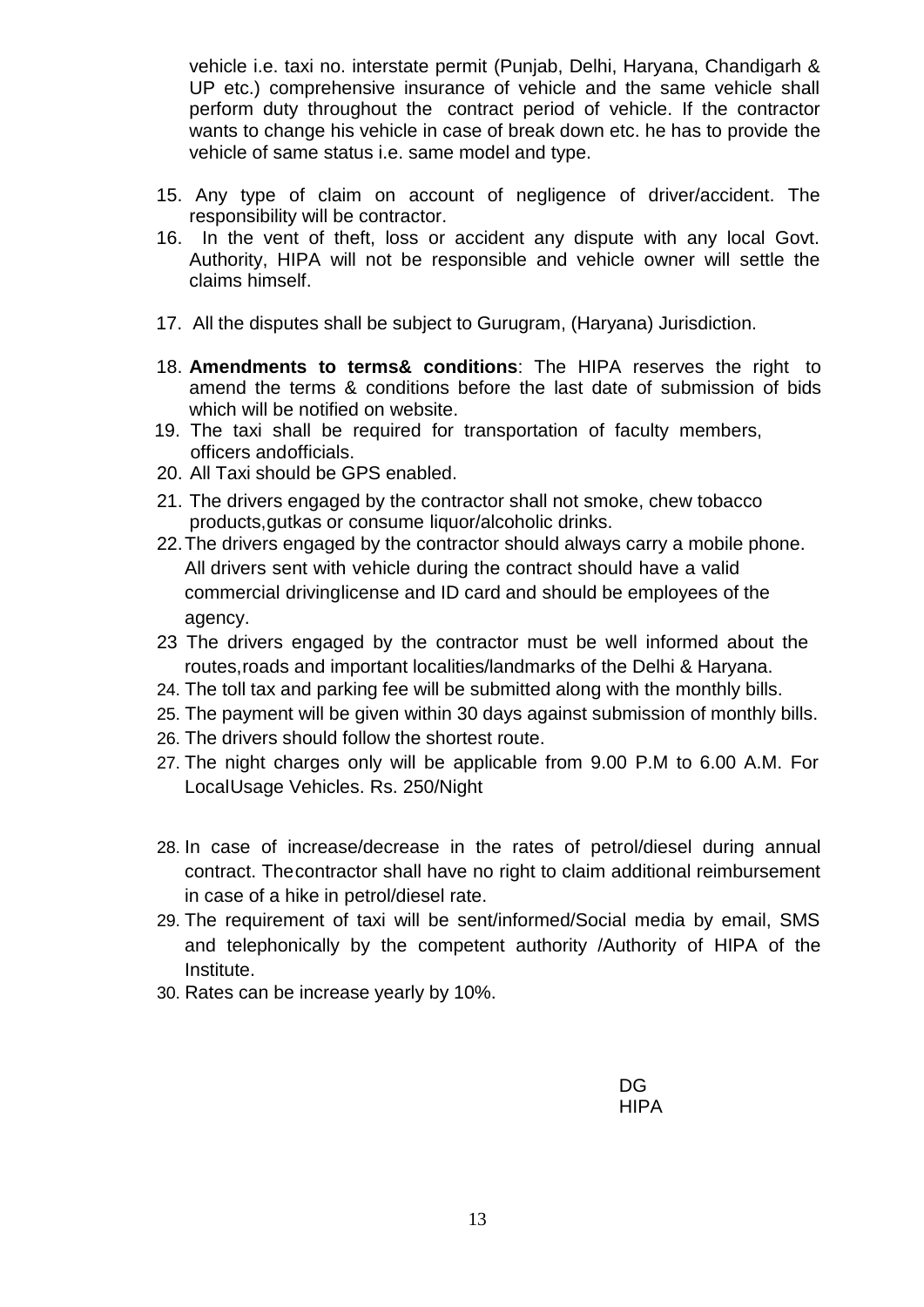vehicle i.e. taxi no. interstate permit (Punjab, Delhi, Haryana, Chandigarh & UP etc.) comprehensive insurance of vehicle and the same vehicle shall perform duty throughout the contract period of vehicle. If the contractor wants to change his vehicle in case of break down etc. he has to provide the vehicle of same status i.e. same model and type.

15. Any type of claim on account of negligence of driver/accident. The responsibility will be contractor.
16. In the vent of theft, loss or accident any dispute with any local Govt. Authority, HIPA will not be responsible and vehicle owner will settle the claims himself.
17. All the disputes shall be subject to Gurugram, (Haryana) Jurisdiction.
18. **Amendments to terms& conditions**: The HIPA reserves the right to amend the terms & conditions before the last date of submission of bids which will be notified on website.
19. The taxi shall be required for transportation of faculty members, officers andofficials.
20. All Taxi should be GPS enabled.
21. The drivers engaged by the contractor shall not smoke, chew tobacco products,gutkas or consume liquor/alcoholic drinks.
22. The drivers engaged by the contractor should always carry a mobile phone. All drivers sent with vehicle during the contract should have a valid commercial drivinglicense and ID card and should be employees of the agency.
23. The drivers engaged by the contractor must be well informed about the routes,roads and important localities/landmarks of the Delhi & Haryana.
24. The toll tax and parking fee will be submitted along with the monthly bills.
25. The payment will be given within 30 days against submission of monthly bills.
26. The drivers should follow the shortest route.
27. The night charges only will be applicable from 9.00 P.M to 6.00 A.M. For LocalUsage Vehicles. Rs. 250/Night
28. In case of increase/decrease in the rates of petrol/diesel during annual contract. Thecontractor shall have no right to claim additional reimbursement in case of a hike in petrol/diesel rate.
29. The requirement of taxi will be sent/informed/Social media by email, SMS and telephonically by the competent authority /Authority of HIPA of the Institute.
30. Rates can be increase yearly by 10%.

DG
HIPA